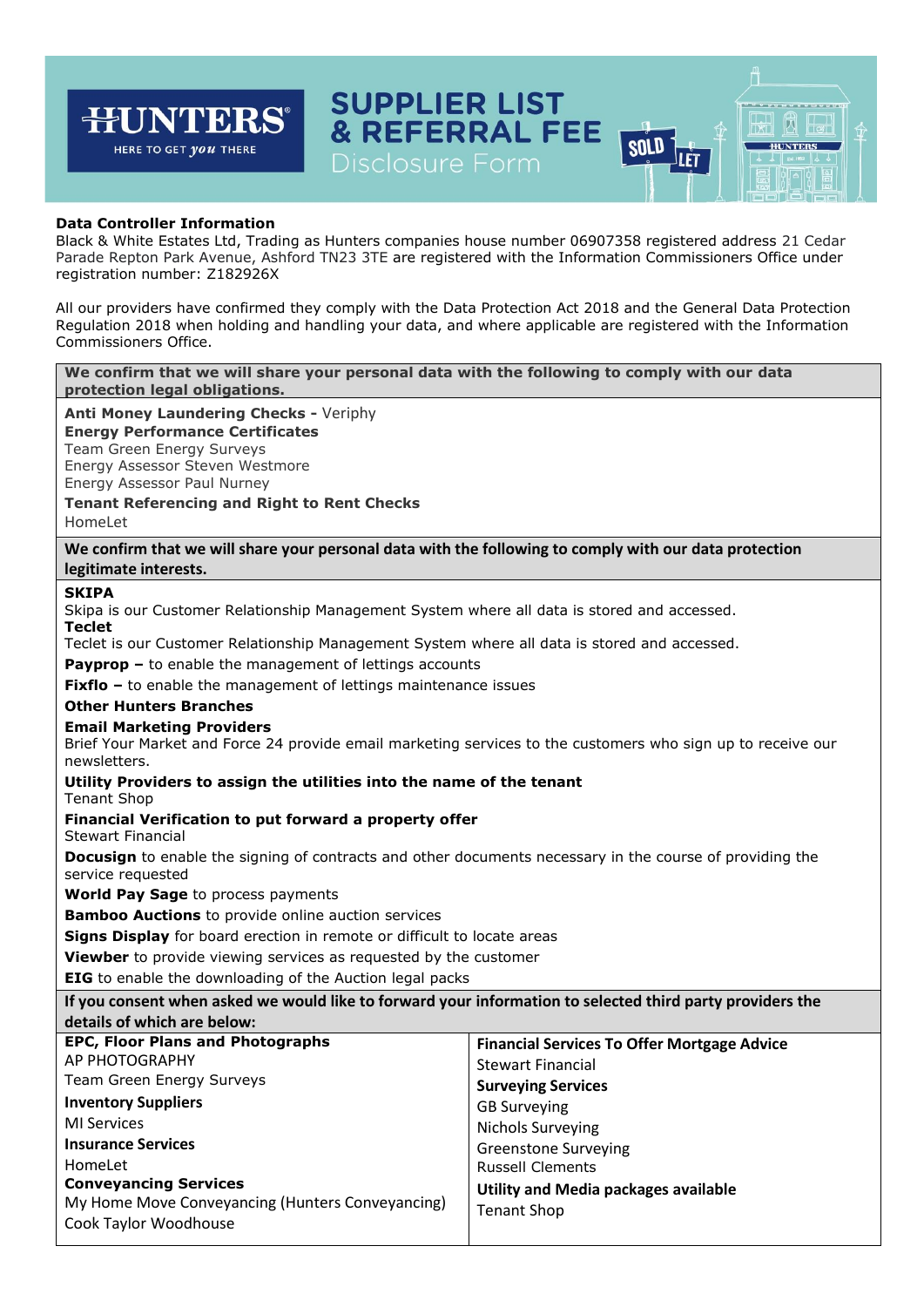# SUPPLIER LIST & REFERRAL FEE Disclosure Form

**Data Controller Information**
Black & White Estates Ltd, Trading as Hunters companies house number 06907358 registered address 21 Cedar Parade Repton Park Avenue, Ashford TN23 3TE are registered with the Information Commissioners Office under registration number: Z182926X

All our providers have confirmed they comply with the Data Protection Act 2018 and the General Data Protection Regulation 2018 when holding and handling your data, and where applicable are registered with the Information Commissioners Office.

**We confirm that we will share your personal data with the following to comply with our data protection legal obligations.**

**Anti Money Laundering Checks -** Veriphy
**Energy Performance Certificates**
Team Green Energy Surveys
Energy Assessor Steven Westmore
Energy Assessor Paul Nurney
**Tenant Referencing and Right to Rent Checks**
HomeLet

**We confirm that we will share your personal data with the following to comply with our data protection legitimate interests.**

**SKIPA**
Skipa is our Customer Relationship Management System where all data is stored and accessed.
**Teclet**
Teclet is our Customer Relationship Management System where all data is stored and accessed.
**Payprop –** to enable the management of lettings accounts
**Fixflo –** to enable the management of lettings maintenance issues
**Other Hunters Branches**
**Email Marketing Providers**
Brief Your Market and Force 24 provide email marketing services to the customers who sign up to receive our newsletters.
**Utility Providers to assign the utilities into the name of the tenant**
Tenant Shop
**Financial Verification to put forward a property offer**
Stewart Financial
**Docusign** to enable the signing of contracts and other documents necessary in the course of providing the service requested
**World Pay Sage** to process payments
**Bamboo Auctions** to provide online auction services
**Signs Display** for board erection in remote or difficult to locate areas
**Viewber** to provide viewing services as requested by the customer
**EIG** to enable the downloading of the Auction legal packs

**If you consent when asked we would like to forward your information to selected third party providers the details of which are below:**

**EPC, Floor Plans and Photographs**
AP PHOTOGRAPHY
Team Green Energy Surveys
**Inventory Suppliers**
MI Services
**Insurance Services**
HomeLet
**Conveyancing Services**
My Home Move Conveyancing (Hunters Conveyancing)
Cook Taylor Woodhouse

**Financial Services To Offer Mortgage Advice**
Stewart Financial
**Surveying Services**
GB Surveying
Nichols Surveying
Greenstone Surveying
Russell Clements
**Utility and Media packages available**
Tenant Shop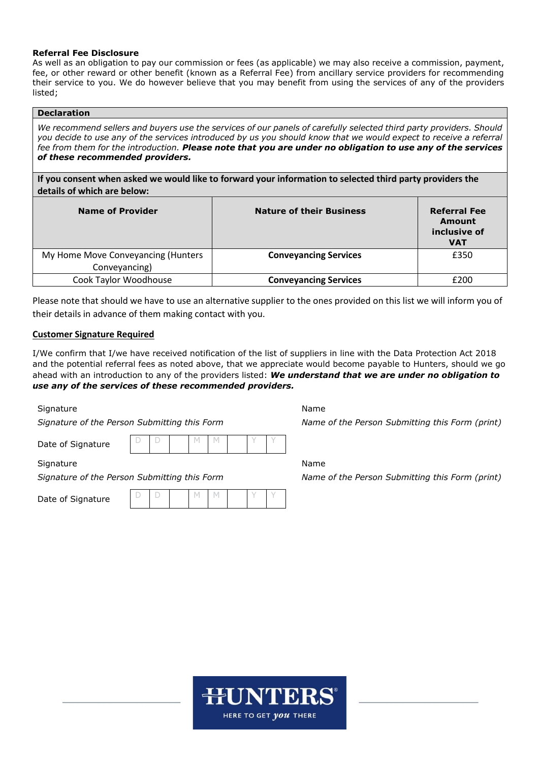**Referral Fee Disclosure**

As well as an obligation to pay our commission or fees (as applicable) we may also receive a commission, payment, fee, or other reward or other benefit (known as a Referral Fee) from ancillary service providers for recommending their service to you. We do however believe that you may benefit from using the services of any of the providers listed;

**Declaration**

*We recommend sellers and buyers use the services of our panels of carefully selected third party providers. Should you decide to use any of the services introduced by us you should know that we would expect to receive a referral fee from them for the introduction.* ***Please note that you are under no obligation to use any of the services of these recommended providers.***

**If you consent when asked we would like to forward your information to selected third party providers the details of which are below:**

| Name of Provider | Nature of their Business | Referral Fee Amount inclusive of VAT |
|---|---|---|
| My Home Move Conveyancing (Hunters Conveyancing) | **Conveyancing Services** | £350 |
| Cook Taylor Woodhouse | **Conveyancing Services** | £200 |

Please note that should we have to use an alternative supplier to the ones provided on this list we will inform you of their details in advance of them making contact with you.

**Customer Signature Required**

I/We confirm that I/we have received notification of the list of suppliers in line with the Data Protection Act 2018 and the potential referral fees as noted above, that we appreciate would become payable to Hunters, should we go ahead with an introduction to any of the providers listed: ***We understand that we are under no obligation to use any of the services of these recommended providers.***

Signature
*Signature of the Person Submitting this Form*

Name
*Name of the Person Submitting this Form (print)*

Date of Signature D D / M M / Y Y

Signature
*Signature of the Person Submitting this Form*

Name
*Name of the Person Submitting this Form (print)*

Date of Signature D D / M M / Y Y

HUNTERS®
HERE TO GET *you* THERE